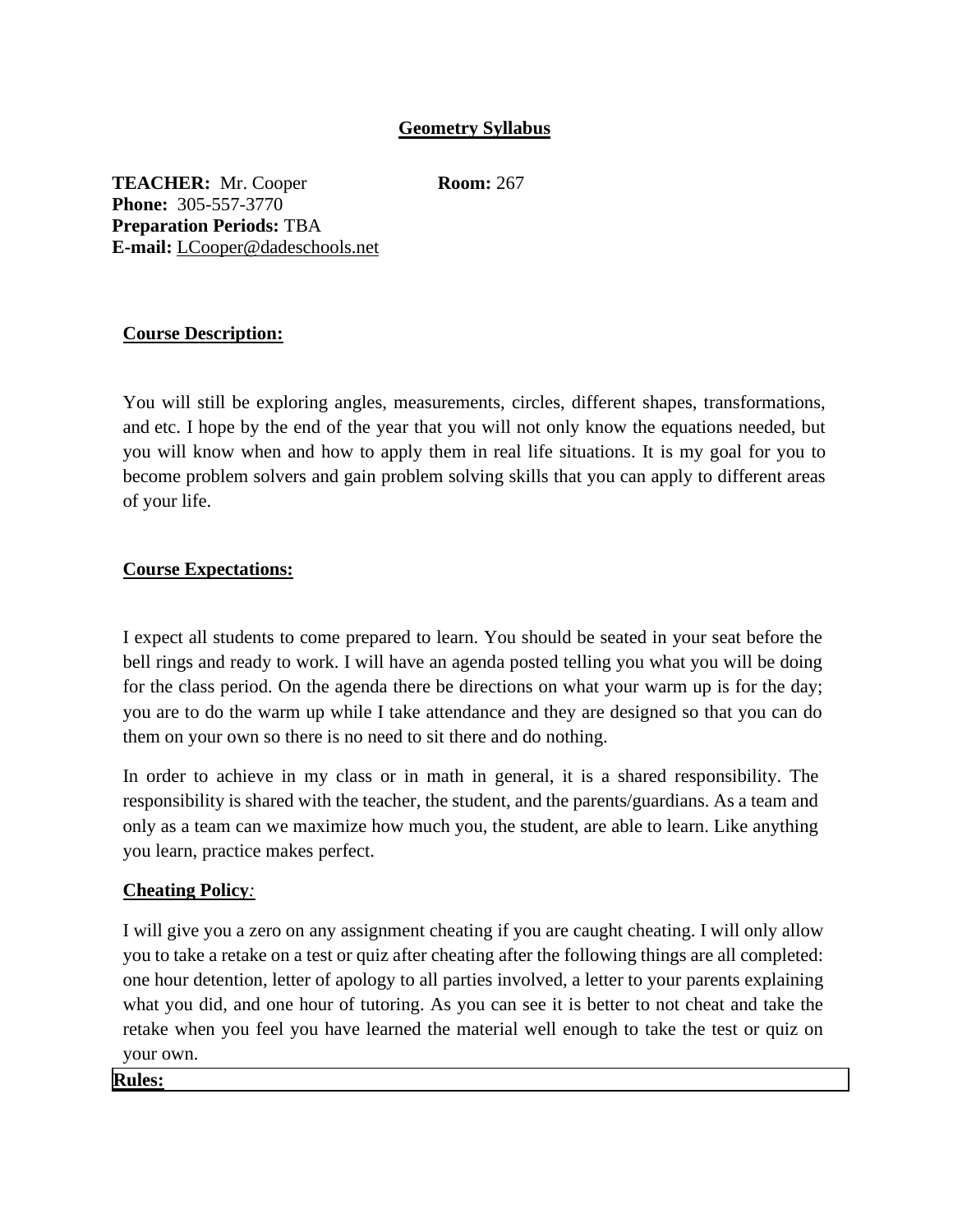# Geometry Syllabus

**TEACHER:** Mr. Cooper **Room:** 267
**Phone:** 305-557-3770
**Preparation Periods:** TBA
**E-mail:** LCooper@dadeschools.net

## Course Description:

You will still be exploring angles, measurements, circles, different shapes, transformations, and etc. I hope by the end of the year that you will not only know the equations needed, but you will know when and how to apply them in real life situations. It is my goal for you to become problem solvers and gain problem solving skills that you can apply to different areas of your life.

## Course Expectations:

I expect all students to come prepared to learn. You should be seated in your seat before the bell rings and ready to work. I will have an agenda posted telling you what you will be doing for the class period. On the agenda there be directions on what your warm up is for the day; you are to do the warm up while I take attendance and they are designed so that you can do them on your own so there is no need to sit there and do nothing.

In order to achieve in my class or in math in general, it is a shared responsibility. The responsibility is shared with the teacher, the student, and the parents/guardians. As a team and only as a team can we maximize how much you, the student, are able to learn. Like anything you learn, practice makes perfect.

## Cheating Policy:

I will give you a zero on any assignment cheating if you are caught cheating. I will only allow you to take a retake on a test or quiz after cheating after the following things are all completed: one hour detention, letter of apology to all parties involved, a letter to your parents explaining what you did, and one hour of tutoring. As you can see it is better to not cheat and take the retake when you feel you have learned the material well enough to take the test or quiz on your own.

## Rules: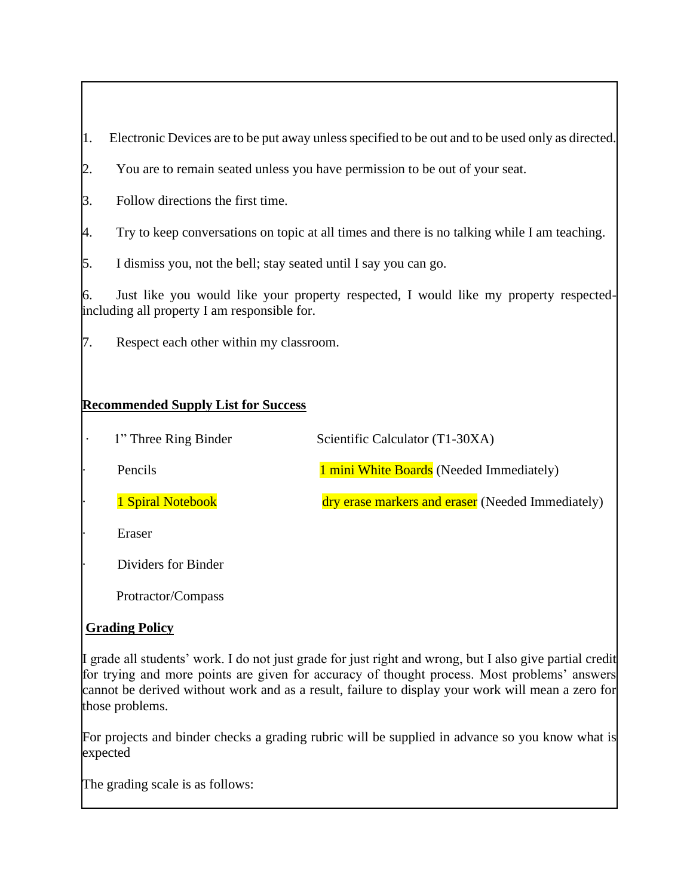1. Electronic Devices are to be put away unless specified to be out and to be used only as directed.

2. You are to remain seated unless you have permission to be out of your seat.

3. Follow directions the first time.

4. Try to keep conversations on topic at all times and there is no talking while I am teaching.

5. I dismiss you, not the bell; stay seated until I say you can go.

6. Just like you would like your property respected, I would like my property respected-including all property I am responsible for.

7. Respect each other within my classroom.

**Recommended Supply List for Success**

- 1" Three Ring Binder
- Pencils
- 1 Spiral Notebook
- Eraser
- Dividers for Binder
- Protractor/Compass
- Scientific Calculator (T1-30XA)
- 1 mini White Boards (Needed Immediately)
- dry erase markers and eraser (Needed Immediately)

**Grading Policy**

I grade all students' work. I do not just grade for just right and wrong, but I also give partial credit for trying and more points are given for accuracy of thought process. Most problems' answers cannot be derived without work and as a result, failure to display your work will mean a zero for those problems.

For projects and binder checks a grading rubric will be supplied in advance so you know what is expected

The grading scale is as follows: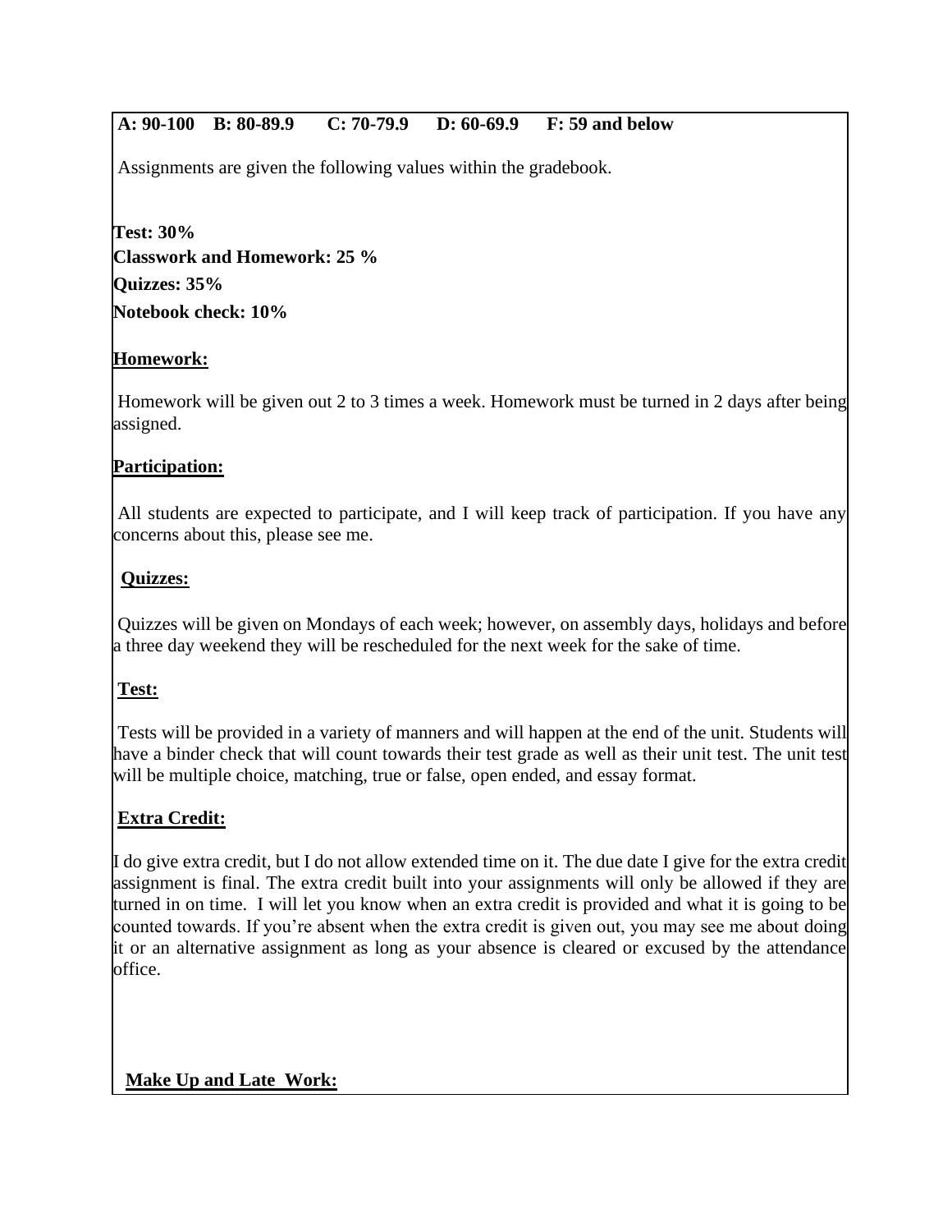**A: 90-100  B: 80-89.9  C: 70-79.9  D: 60-69.9  F: 59 and below**

Assignments are given the following values within the gradebook.

**Test: 30%**
**Classwork and Homework: 25 %**
**Quizzes: 35%**
**Notebook check: 10%**

**Homework:**

Homework will be given out 2 to 3 times a week. Homework must be turned in 2 days after being assigned.

**Participation:**

All students are expected to participate, and I will keep track of participation. If you have any concerns about this, please see me.

**Quizzes:**

Quizzes will be given on Mondays of each week; however, on assembly days, holidays and before a three day weekend they will be rescheduled for the next week for the sake of time.

**Test:**

Tests will be provided in a variety of manners and will happen at the end of the unit. Students will have a binder check that will count towards their test grade as well as their unit test. The unit test will be multiple choice, matching, true or false, open ended, and essay format.

**Extra Credit:**

I do give extra credit, but I do not allow extended time on it. The due date I give for the extra credit assignment is final. The extra credit built into your assignments will only be allowed if they are turned in on time. I will let you know when an extra credit is provided and what it is going to be counted towards. If you're absent when the extra credit is given out, you may see me about doing it or an alternative assignment as long as your absence is cleared or excused by the attendance office.

**Make Up and Late Work:**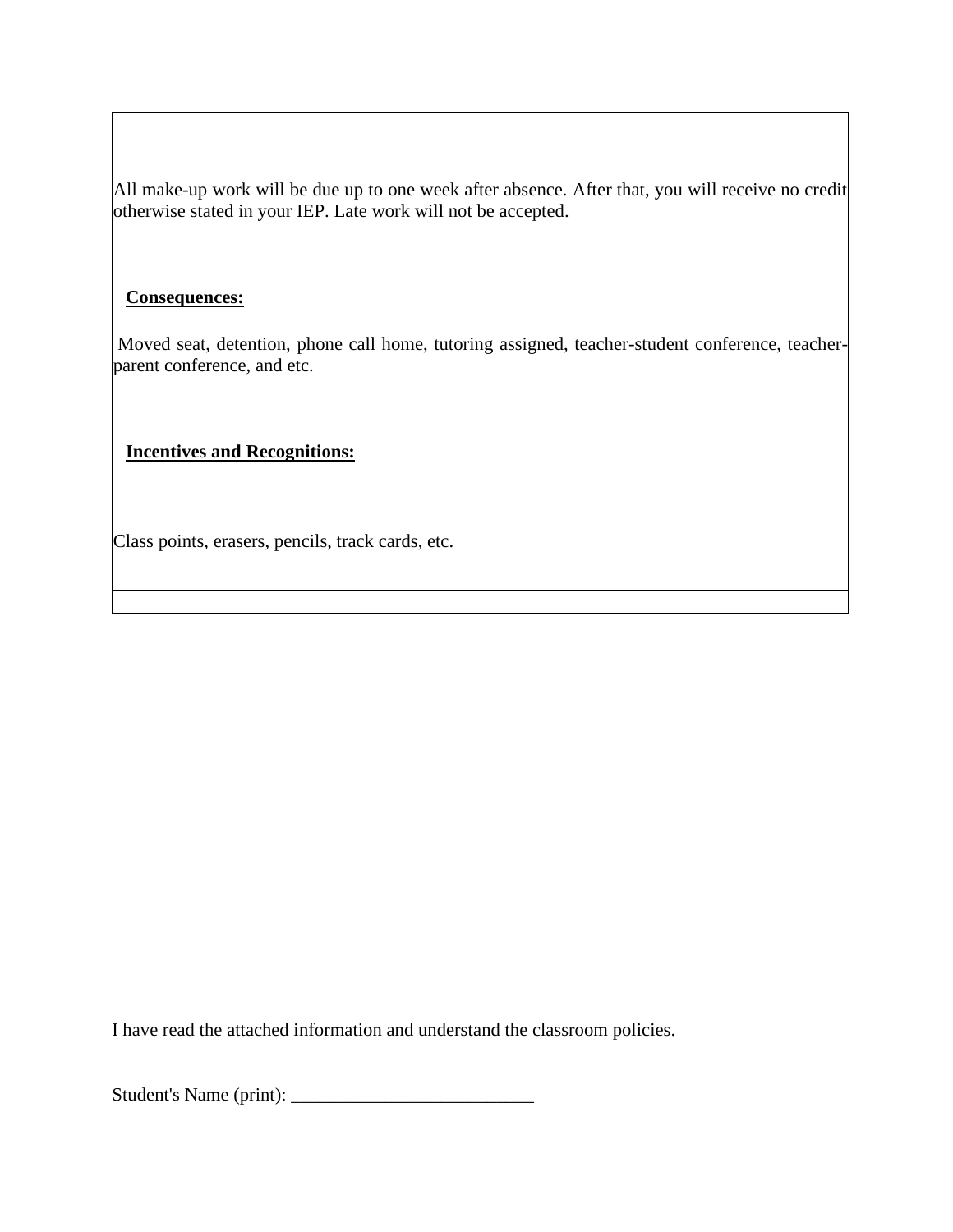All make-up work will be due up to one week after absence. After that, you will receive no credit otherwise stated in your IEP. Late work will not be accepted.

**Consequences:**

Moved seat, detention, phone call home, tutoring assigned, teacher-student conference, teacher-parent conference, and etc.

**Incentives and Recognitions:**

Class points, erasers, pencils, track cards, etc.

I have read the attached information and understand the classroom policies.

Student's Name (print): __________________________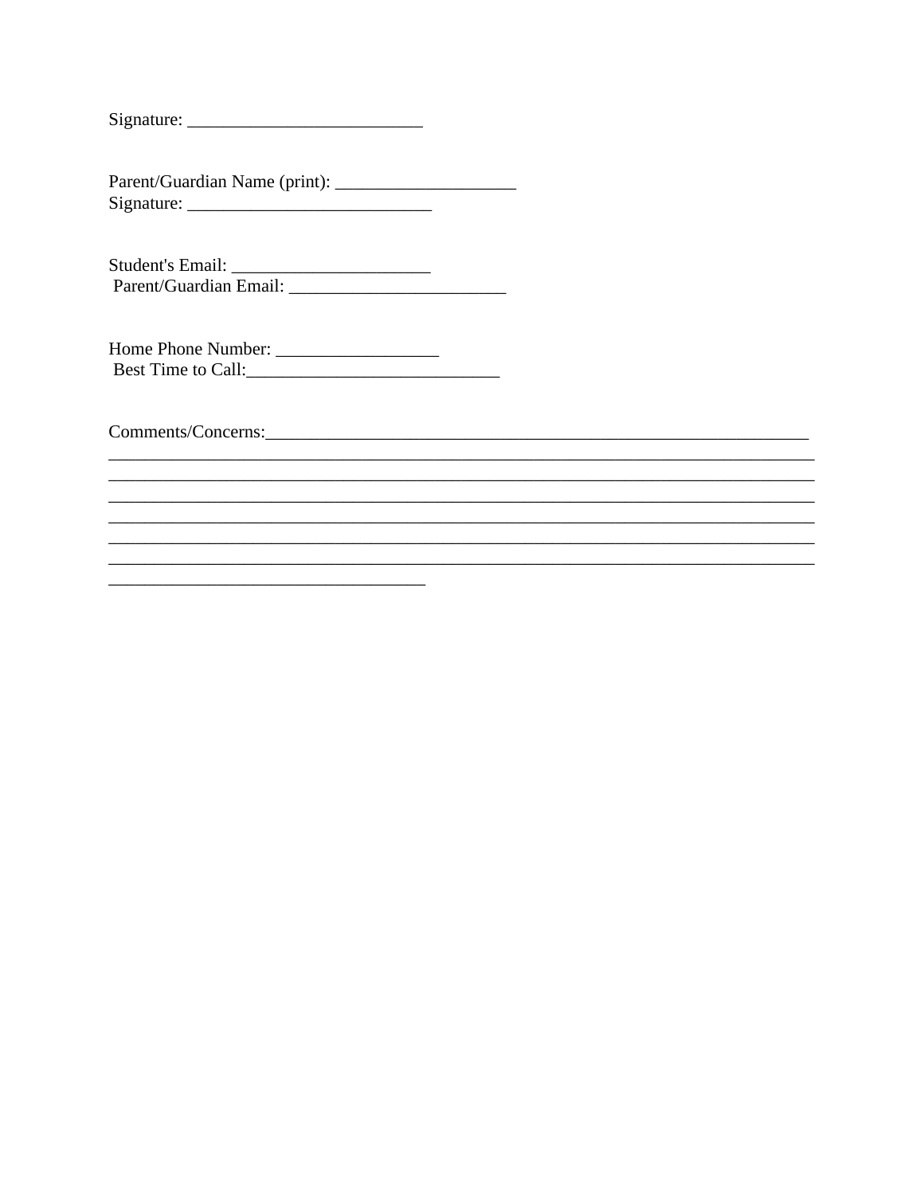Signature: ___________________________

Parent/Guardian Name (print): ____________________
Signature: ____________________________

Student's Email: ______________________
Parent/Guardian Email: ________________________

Home Phone Number: __________________
Best Time to Call:____________________________

Comments/Concerns:_____________________________________________________________
________________________________________________________________________________
________________________________________________________________________________
________________________________________________________________________________
________________________________________________________________________________
________________________________________________________________________________
________________________________________________________________________________
____________________________________